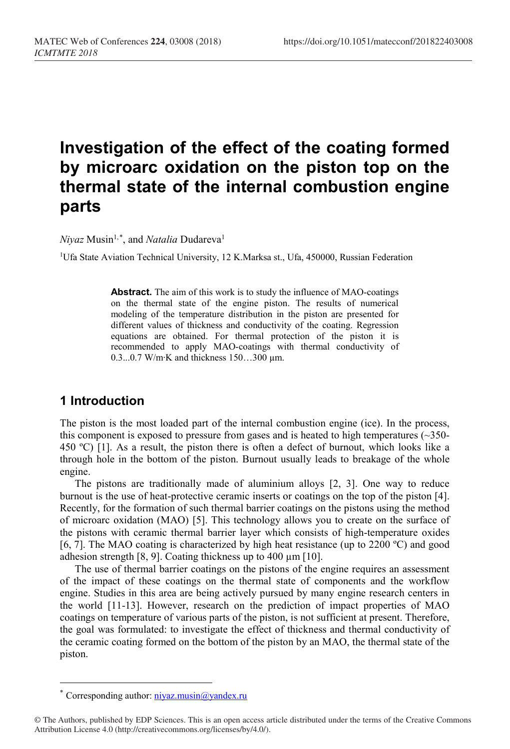# Investigation of the effect of the coating formed by microarc oxidation on the piston top on the thermal state of the internal combustion engine parts

*Niyaz* Musin[1,*], and *Natalia* Dudareva[1]

[1]Ufa State Aviation Technical University, 12 K.Marksa st., Ufa, 450000, Russian Federation

**Abstract.** The aim of this work is to study the influence of MAO-coatings on the thermal state of the engine piston. The results of numerical modeling of the temperature distribution in the piston are presented for different values of thickness and conductivity of the coating. Regression equations are obtained. For thermal protection of the piston it is recommended to apply MAO-coatings with thermal conductivity of 0.3...0.7 W/m·K and thickness 150…300 μm.

## 1 Introduction

The piston is the most loaded part of the internal combustion engine (ice). In the process, this component is exposed to pressure from gases and is heated to high temperatures (~350-450 ºC) [1]. As a result, the piston there is often a defect of burnout, which looks like a through hole in the bottom of the piston. Burnout usually leads to breakage of the whole engine.

The pistons are traditionally made of aluminium alloys [2, 3]. One way to reduce burnout is the use of heat-protective ceramic inserts or coatings on the top of the piston [4]. Recently, for the formation of such thermal barrier coatings on the pistons using the method of microarc oxidation (MAO) [5]. This technology allows you to create on the surface of the pistons with ceramic thermal barrier layer which consists of high-temperature oxides [6, 7]. The MAO coating is characterized by high heat resistance (up to 2200 ºC) and good adhesion strength [8, 9]. Coating thickness up to 400 μm [10].

The use of thermal barrier coatings on the pistons of the engine requires an assessment of the impact of these coatings on the thermal state of components and the workflow engine. Studies in this area are being actively pursued by many engine research centers in the world [11-13]. However, research on the prediction of impact properties of MAO coatings on temperature of various parts of the piston, is not sufficient at present. Therefore, the goal was formulated: to investigate the effect of thickness and thermal conductivity of the ceramic coating formed on the bottom of the piston by an MAO, the thermal state of the piston.

* Corresponding author: niyaz.musin@yandex.ru

© The Authors, published by EDP Sciences. This is an open access article distributed under the terms of the Creative Commons Attribution License 4.0 (http://creativecommons.org/licenses/by/4.0/).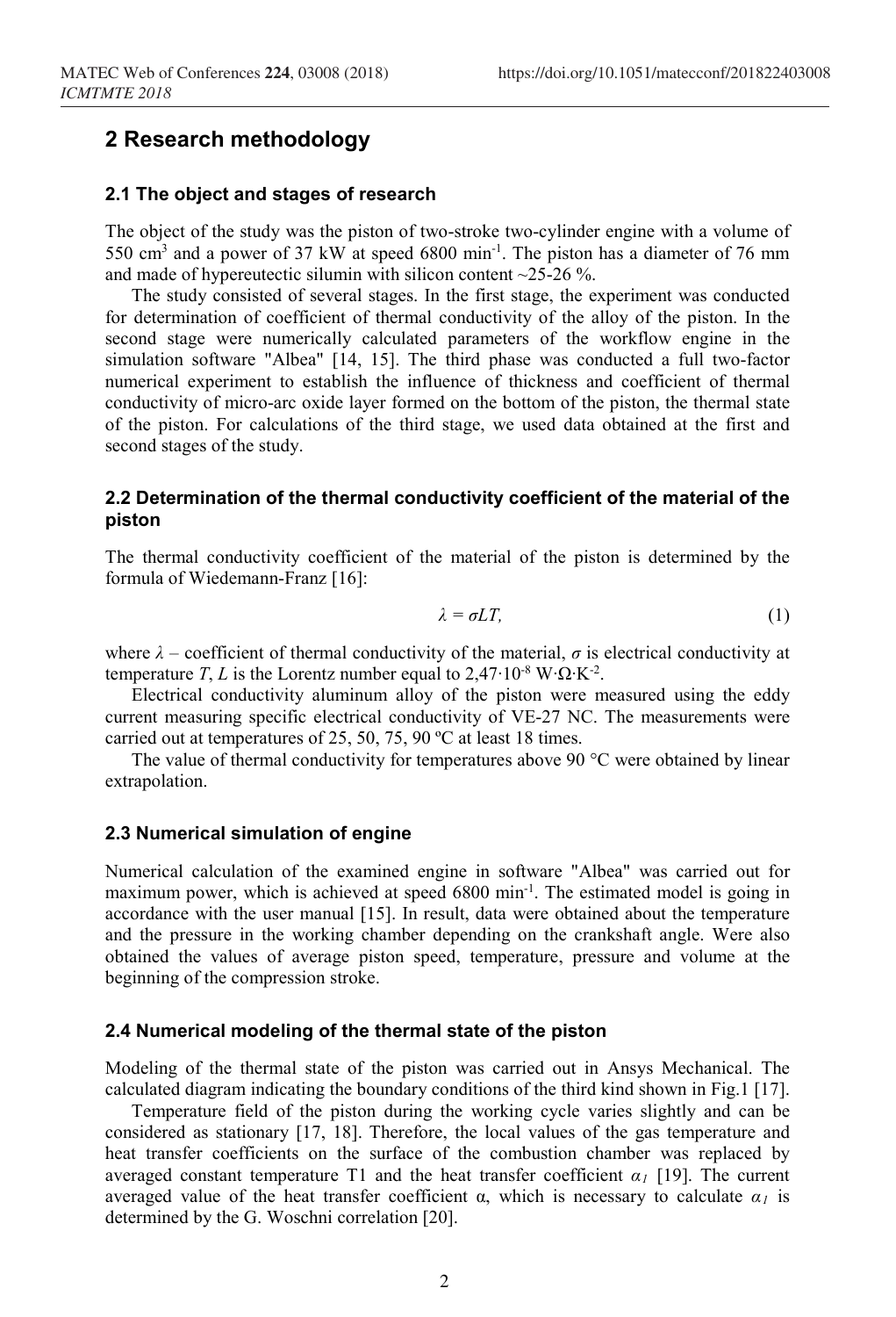## 2 Research methodology

### 2.1 The object and stages of research

The object of the study was the piston of two-stroke two-cylinder engine with a volume of 550 $cm^3$ and a power of 37 kW at speed 6800 $min^{-1}$. The piston has a diameter of 76 mm and made of hypereutectic silumin with silicon content ~25-26 %.

The study consisted of several stages. In the first stage, the experiment was conducted for determination of coefficient of thermal conductivity of the alloy of the piston. In the second stage were numerically calculated parameters of the workflow engine in the simulation software "Albea" [14, 15]. The third phase was conducted a full two-factor numerical experiment to establish the influence of thickness and coefficient of thermal conductivity of micro-arc oxide layer formed on the bottom of the piston, the thermal state of the piston. For calculations of the third stage, we used data obtained at the first and second stages of the study.

### 2.2 Determination of the thermal conductivity coefficient of the material of the piston

The thermal conductivity coefficient of the material of the piston is determined by the formula of Wiedemann-Franz [16]:

$$\lambda = \sigma L T, \tag{1}$$

where $\lambda$ – coefficient of thermal conductivity of the material, $\sigma$ is electrical conductivity at temperature $T$, $L$ is the Lorentz number equal to $2{,}47 \cdot 10^{-8}$ $W \cdot \Omega \cdot K^{-2}$.

Electrical conductivity aluminum alloy of the piston were measured using the eddy current measuring specific electrical conductivity of VE-27 NC. The measurements were carried out at temperatures of 25, 50, 75, 90 ºC at least 18 times.

The value of thermal conductivity for temperatures above 90 °C were obtained by linear extrapolation.

### 2.3 Numerical simulation of engine

Numerical calculation of the examined engine in software "Albea" was carried out for maximum power, which is achieved at speed 6800 $min^{-1}$. The estimated model is going in accordance with the user manual [15]. In result, data were obtained about the temperature and the pressure in the working chamber depending on the crankshaft angle. Were also obtained the values of average piston speed, temperature, pressure and volume at the beginning of the compression stroke.

### 2.4 Numerical modeling of the thermal state of the piston

Modeling of the thermal state of the piston was carried out in Ansys Mechanical. The calculated diagram indicating the boundary conditions of the third kind shown in Fig.1 [17].

Temperature field of the piston during the working cycle varies slightly and can be considered as stationary [17, 18]. Therefore, the local values of the gas temperature and heat transfer coefficients on the surface of the combustion chamber was replaced by averaged constant temperature T1 and the heat transfer coefficient $\alpha_1$ [19]. The current averaged value of the heat transfer coefficient α, which is necessary to calculate $\alpha_1$ is determined by the G. Woschni correlation [20].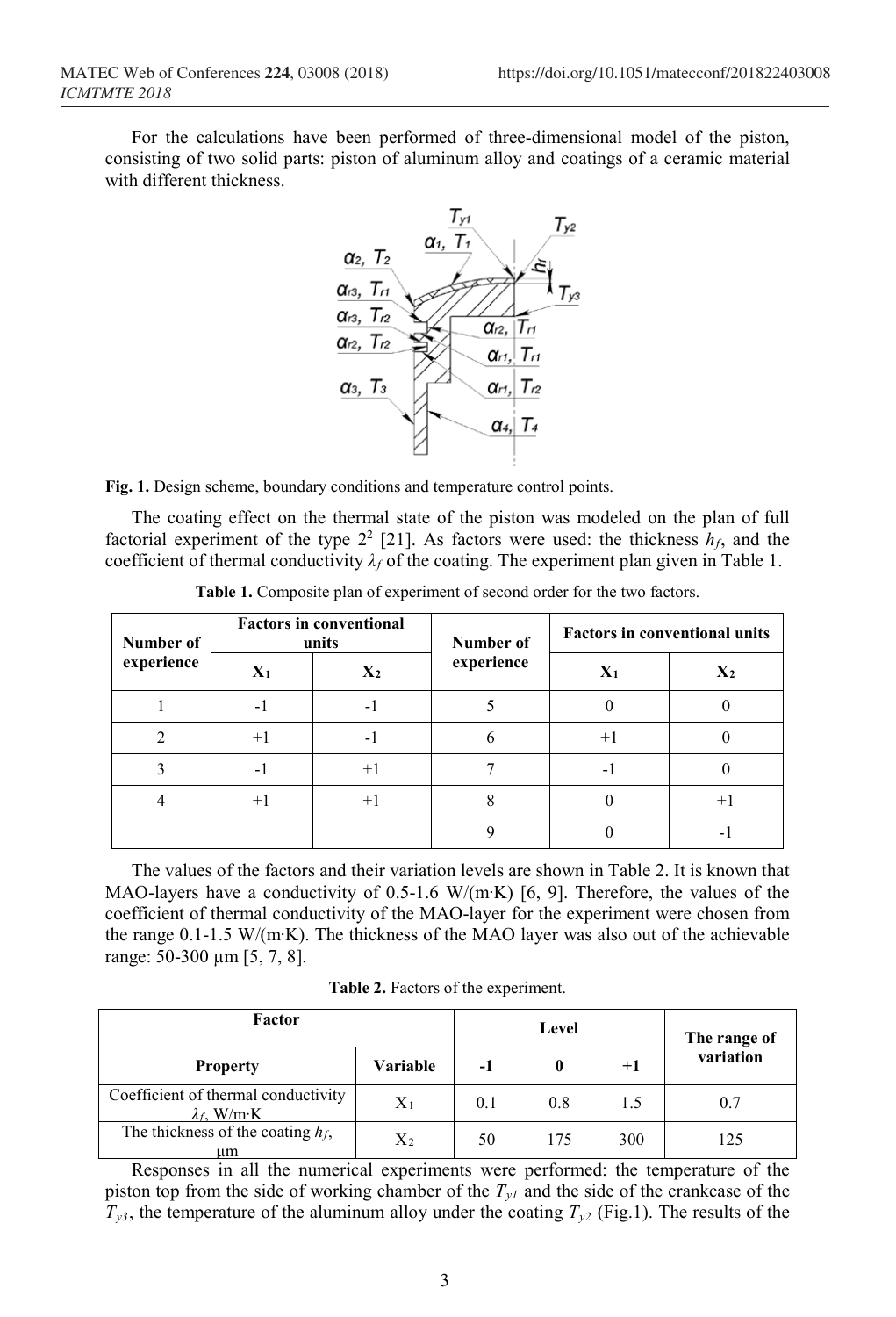For the calculations have been performed of three-dimensional model of the piston, consisting of two solid parts: piston of aluminum alloy and coatings of a ceramic material with different thickness.

Fig. 1. Design scheme, boundary conditions and temperature control points.

The coating effect on the thermal state of the piston was modeled on the plan of full factorial experiment of the type $2^2$ [21]. As factors were used: the thickness $h_f$, and the coefficient of thermal conductivity $\lambda_f$ of the coating. The experiment plan given in Table 1.

**Table 1.** Composite plan of experiment of second order for the two factors.

| Number of experience | Factors in conventional units | | Number of experience | Factors in conventional units | |
|---|---|---|---|---|---|
| | $X_1$ | $X_2$ | | $X_1$ | $X_2$ |
| 1 | -1 | -1 | 5 | 0 | 0 |
| 2 | +1 | -1 | 6 | +1 | 0 |
| 3 | -1 | +1 | 7 | -1 | 0 |
| 4 | +1 | +1 | 8 | 0 | +1 |
| | | | 9 | 0 | -1 |

The values of the factors and their variation levels are shown in Table 2. It is known that MAO-layers have a conductivity of 0.5-1.6 W/(m·K) [6, 9]. Therefore, the values of the coefficient of thermal conductivity of the MAO-layer for the experiment were chosen from the range 0.1-1.5 W/(m·K). The thickness of the MAO layer was also out of the achievable range: 50-300 μm [5, 7, 8].

**Table 2.** Factors of the experiment.

| Factor | | Level | | | The range of variation |
|---|---|---|---|---|---|
| Property | Variable | -1 | 0 | +1 | |
| Coefficient of thermal conductivity $\lambda_f$, W/m·K | $X_1$ | 0.1 | 0.8 | 1.5 | 0.7 |
| The thickness of the coating $h_f$, μm | $X_2$ | 50 | 175 | 300 | 125 |

Responses in all the numerical experiments were performed: the temperature of the piston top from the side of working chamber of the $T_{y1}$ and the side of the crankcase of the $T_{y3}$, the temperature of the aluminum alloy under the coating $T_{y2}$ (Fig.1). The results of the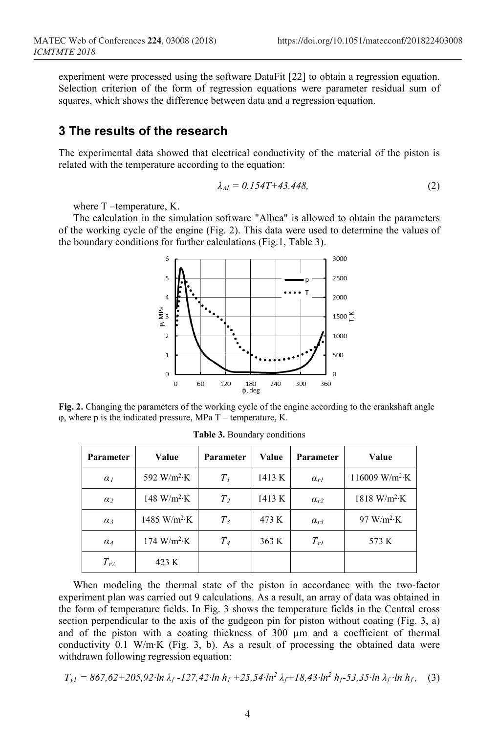experiment were processed using the software DataFit [22] to obtain a regression equation. Selection criterion of the form of regression equations were parameter residual sum of squares, which shows the difference between data and a regression equation.

## 3 The results of the research

The experimental data showed that electrical conductivity of the material of the piston is related with the temperature according to the equation:

$$\lambda_{Al} = 0.154T+43.448, \tag{2}$$

where T –temperature, K.

The calculation in the simulation software "Albea" is allowed to obtain the parameters of the working cycle of the engine (Fig. 2). This data were used to determine the values of the boundary conditions for further calculations (Fig.1, Table 3).

**Fig. 2.** Changing the parameters of the working cycle of the engine according to the crankshaft angle φ, where p is the indicated pressure, MPa T – temperature, K.

**Table 3.** Boundary conditions

| Parameter | Value | Parameter | Value | Parameter | Value |
|---|---|---|---|---|---|
| $\alpha_1$ | 592 W/m²·K | $T_1$ | 1413 K | $\alpha_{r1}$ | 116009 W/m²·K |
| $\alpha_2$ | 148 W/m²·K | $T_2$ | 1413 K | $\alpha_{r2}$ | 1818 W/m²·K |
| $\alpha_3$ | 1485 W/m²·K | $T_3$ | 473 K | $\alpha_{r3}$ | 97 W/m²·K |
| $\alpha_4$ | 174 W/m²·K | $T_4$ | 363 K | $T_{r1}$ | 573 K |
| $T_{r2}$ | 423 K | | | | |

When modeling the thermal state of the piston in accordance with the two-factor experiment plan was carried out 9 calculations. As a result, an array of data was obtained in the form of temperature fields. In Fig. 3 shows the temperature fields in the Central cross section perpendicular to the axis of the gudgeon pin for piston without coating (Fig. 3, a) and of the piston with a coating thickness of 300 μm and a coefficient of thermal conductivity 0.1 W/m·K (Fig. 3, b). As a result of processing the obtained data were withdrawn following regression equation:

$$T_{y1} = 867,62+205,92\cdot \ln \lambda_f -127,42\cdot \ln h_f +25,54\cdot \ln^2 \lambda_f+18,43\cdot \ln^2 h_f-53,35\cdot \ln \lambda_f \cdot \ln h_f, \tag{3}$$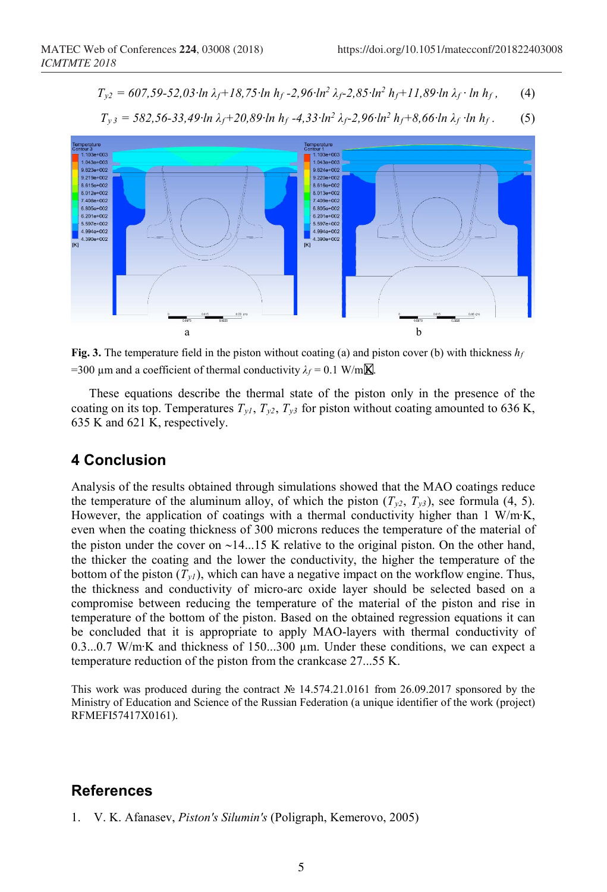$$T_{y2} = 607{,}59\text{-}52{,}03 \cdot \ln \lambda_f + 18{,}75 \cdot \ln h_f - 2{,}96 \cdot \ln^2 \lambda_f - 2{,}85 \cdot \ln^2 h_f + 11{,}89 \cdot \ln \lambda_f \cdot \ln h_f, \quad (4)$$

$$T_{y3} = 582{,}56\text{-}33{,}49 \cdot \ln \lambda_f + 20{,}89 \cdot \ln h_f - 4{,}33 \cdot \ln^2 \lambda_f - 2{,}96 \cdot \ln^2 h_f + 8{,}66 \cdot \ln \lambda_f \cdot \ln h_f. \quad (5)$$

a b

**Fig. 3.** The temperature field in the piston without coating (a) and piston cover (b) with thickness $h_f$ =300 µm and a coefficient of thermal conductivity $\lambda_f$ = 0.1 W/m·K.

These equations describe the thermal state of the piston only in the presence of the coating on its top. Temperatures $T_{y1}$, $T_{y2}$, $T_{y3}$ for piston without coating amounted to 636 K, 635 K and 621 K, respectively.

## 4 Conclusion

Analysis of the results obtained through simulations showed that the MAO coatings reduce the temperature of the aluminum alloy, of which the piston ($T_{y2}$, $T_{y3}$), see formula (4, 5). However, the application of coatings with a thermal conductivity higher than 1 W/m·K, even when the coating thickness of 300 microns reduces the temperature of the material of the piston under the cover on ~14...15 K relative to the original piston. On the other hand, the thicker the coating and the lower the conductivity, the higher the temperature of the bottom of the piston ($T_{y1}$), which can have a negative impact on the workflow engine. Thus, the thickness and conductivity of micro-arc oxide layer should be selected based on a compromise between reducing the temperature of the material of the piston and rise in temperature of the bottom of the piston. Based on the obtained regression equations it can be concluded that it is appropriate to apply MAO-layers with thermal conductivity of 0.3...0.7 W/m·K and thickness of 150...300 µm. Under these conditions, we can expect a temperature reduction of the piston from the crankcase 27...55 K.

This work was produced during the contract № 14.574.21.0161 from 26.09.2017 sponsored by the Ministry of Education and Science of the Russian Federation (a unique identifier of the work (project) RFMEFI57417X0161).

## References

1. V. K. Afanasev, *Piston's Silumin's* (Poligraph, Kemerovo, 2005)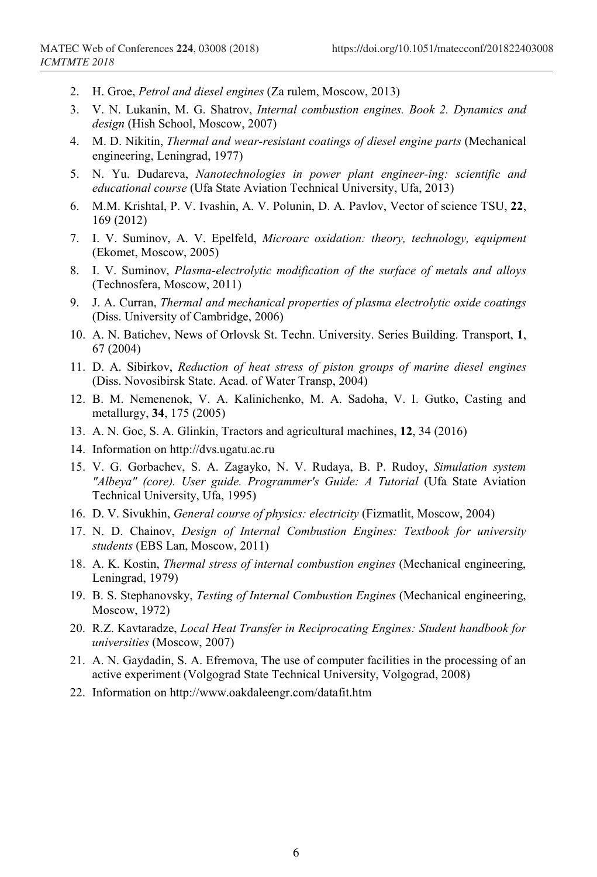2. H. Groe, *Petrol and diesel engines* (Za rulem, Moscow, 2013)
3. V. N. Lukanin, M. G. Shatrov, *Internal combustion engines. Book 2. Dynamics and design* (Hish School, Moscow, 2007)
4. M. D. Nikitin, *Thermal and wear-resistant coatings of diesel engine parts* (Mechanical engineering, Leningrad, 1977)
5. N. Yu. Dudareva, *Nanotechnologies in power plant engineer-ing: scientific and educational course* (Ufa State Aviation Technical University, Ufa, 2013)
6. M.M. Krishtal, P. V. Ivashin, A. V. Polunin, D. A. Pavlov, Vector of science TSU, **22**, 169 (2012)
7. I. V. Suminov, A. V. Epelfeld, *Microarc oxidation: theory, technology, equipment* (Ekomet, Moscow, 2005)
8. I. V. Suminov, *Plasma-electrolytic modification of the surface of metals and alloys* (Technosfera, Moscow, 2011)
9. J. A. Curran, *Thermal and mechanical properties of plasma electrolytic oxide coatings* (Diss. University of Cambridge, 2006)
10. A. N. Batichev, News of Orlovsk St. Techn. University. Series Building. Transport, **1**, 67 (2004)
11. D. A. Sibirkov, *Reduction of heat stress of piston groups of marine diesel engines* (Diss. Novosibirsk State. Acad. of Water Transp, 2004)
12. B. M. Nemenenok, V. A. Kalinichenko, M. A. Sadoha, V. I. Gutko, Casting and metallurgy, **34**, 175 (2005)
13. A. N. Goc, S. A. Glinkin, Tractors and agricultural machines, **12**, 34 (2016)
14. Information on http://dvs.ugatu.ac.ru
15. V. G. Gorbachev, S. A. Zagayko, N. V. Rudaya, B. P. Rudoy, *Simulation system "Albeya" (core). User guide. Programmer's Guide: A Tutorial* (Ufa State Aviation Technical University, Ufa, 1995)
16. D. V. Sivukhin, *General course of physics: electricity* (Fizmatlit, Moscow, 2004)
17. N. D. Chainov, *Design of Internal Combustion Engines: Textbook for university students* (EBS Lan, Moscow, 2011)
18. A. K. Kostin, *Thermal stress of internal combustion engines* (Mechanical engineering, Leningrad, 1979)
19. B. S. Stephanovsky, *Testing of Internal Combustion Engines* (Mechanical engineering, Moscow, 1972)
20. R.Z. Kavtaradze, *Local Heat Transfer in Reciprocating Engines: Student handbook for universities* (Moscow, 2007)
21. A. N. Gaydadin, S. A. Efremova, The use of computer facilities in the processing of an active experiment (Volgograd State Technical University, Volgograd, 2008)
22. Information on http://www.oakdaleengr.com/datafit.htm